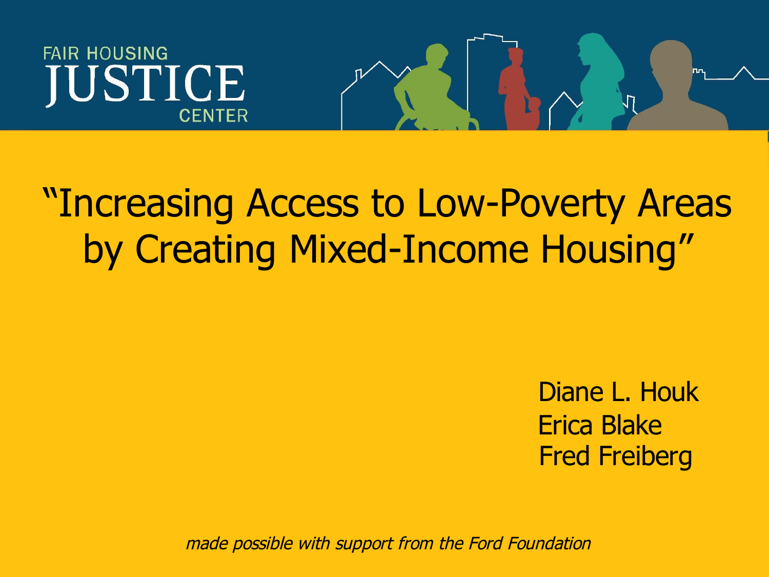FAIR HOUSING JUSTICE CENTER

# "Increasing Access to Low-Poverty Areas by Creating Mixed-Income Housing"

Diane L. Houk
Erica Blake
Fred Freiberg

*made possible with support from the Ford Foundation*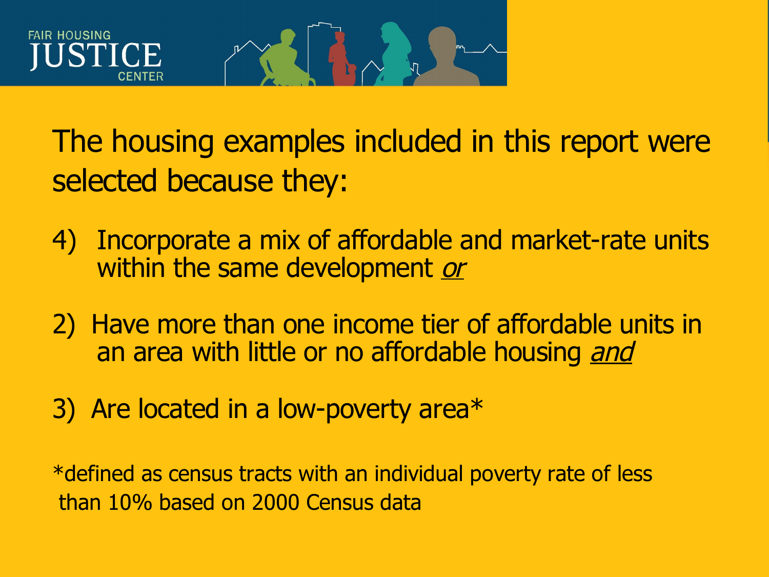The housing examples included in this report were selected because they:

4) Incorporate a mix of affordable and market-rate units within the same development *or*

2) Have more than one income tier of affordable units in an area with little or no affordable housing *and*

3) Are located in a low-poverty area*

*defined as census tracts with an individual poverty rate of less than 10% based on 2000 Census data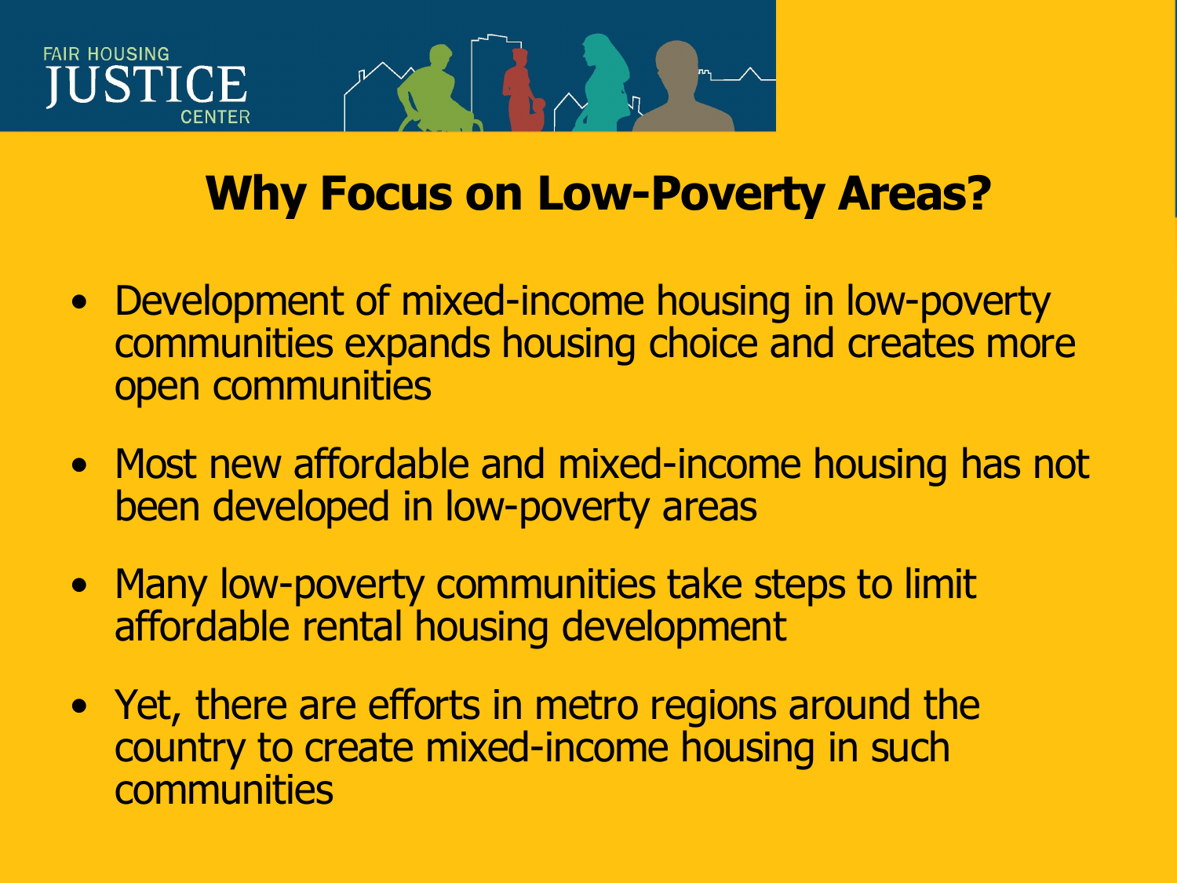# Why Focus on Low-Poverty Areas?

- Development of mixed-income housing in low-poverty communities expands housing choice and creates more open communities
- Most new affordable and mixed-income housing has not been developed in low-poverty areas
- Many low-poverty communities take steps to limit affordable rental housing development
- Yet, there are efforts in metro regions around the country to create mixed-income housing in such communities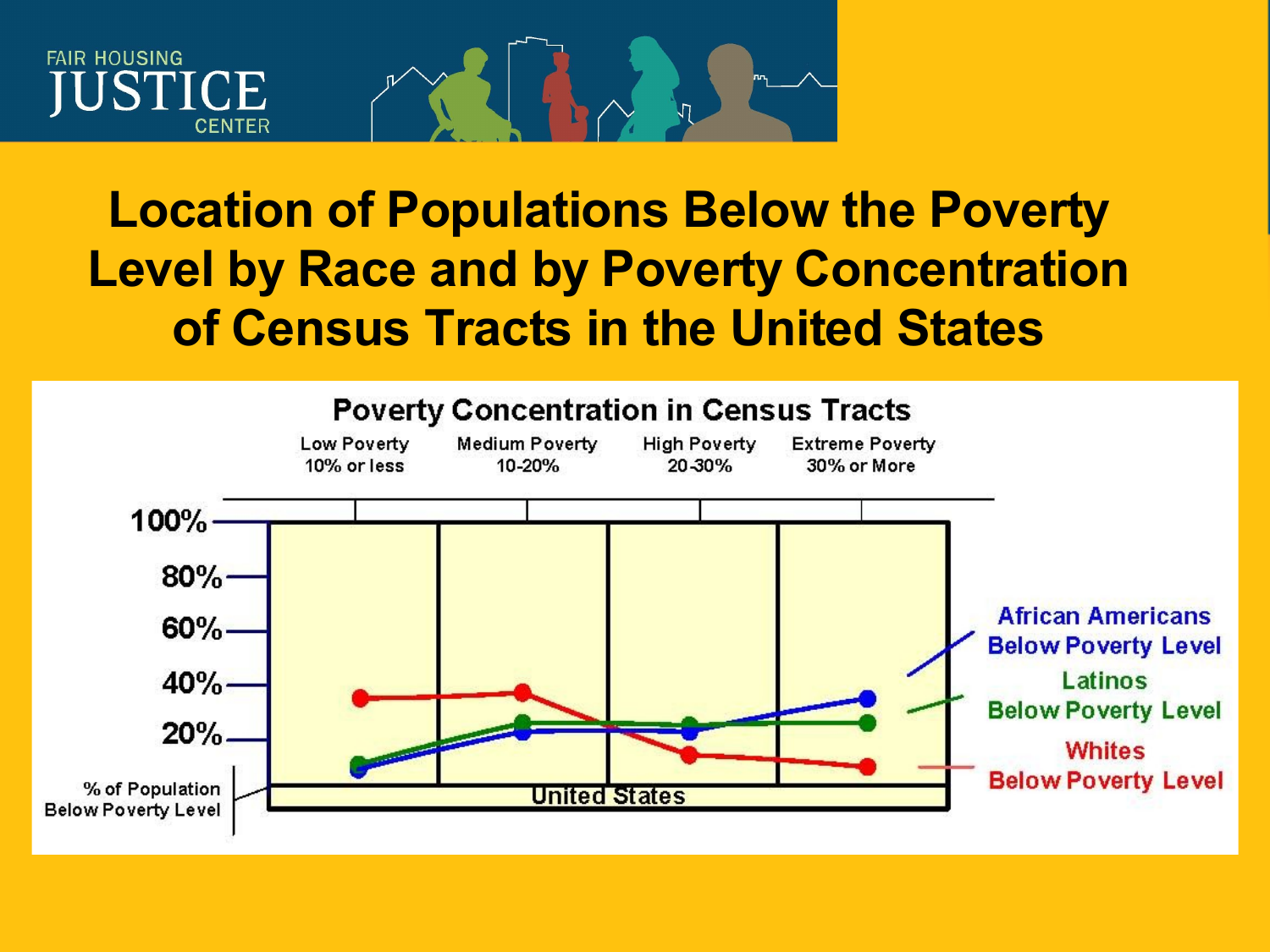FAIR HOUSING
JUSTICE
CENTER

# Location of Populations Below the Poverty Level by Race and by Poverty Concentration of Census Tracts in the United States

**Poverty Concentration in Census Tracts**

| Low Poverty 10% or less | Medium Poverty 10-20% | High Poverty 20-30% | Extreme Poverty 30% or More |
|---|---|---|---|

100%
80%
60%
40%
20%

% of Population Below Poverty Level

United States

African Americans Below Poverty Level

Latinos Below Poverty Level

Whites Below Poverty Level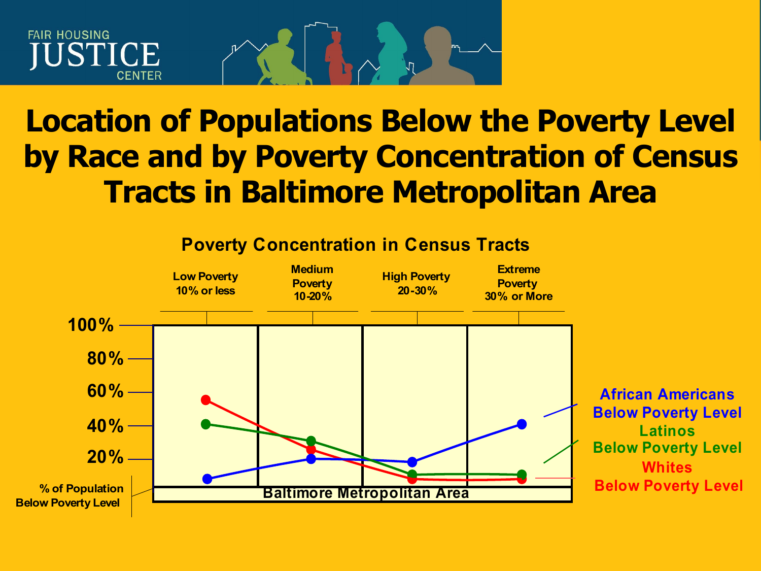# Location of Populations Below the Poverty Level by Race and by Poverty Concentration of Census Tracts in Baltimore Metropolitan Area

**Poverty Concentration in Census Tracts**

| | Low Poverty 10% or less | Medium Poverty 10-20% | High Poverty 20-30% | Extreme Poverty 30% or More |
|---|---|---|---|---|

Y-axis: % of Population Below Poverty Level (20%, 40%, 60%, 80%, 100%)

X-axis: Baltimore Metropolitan Area

Legend:
- African Americans Below Poverty Level
- Latinos Below Poverty Level
- Whites Below Poverty Level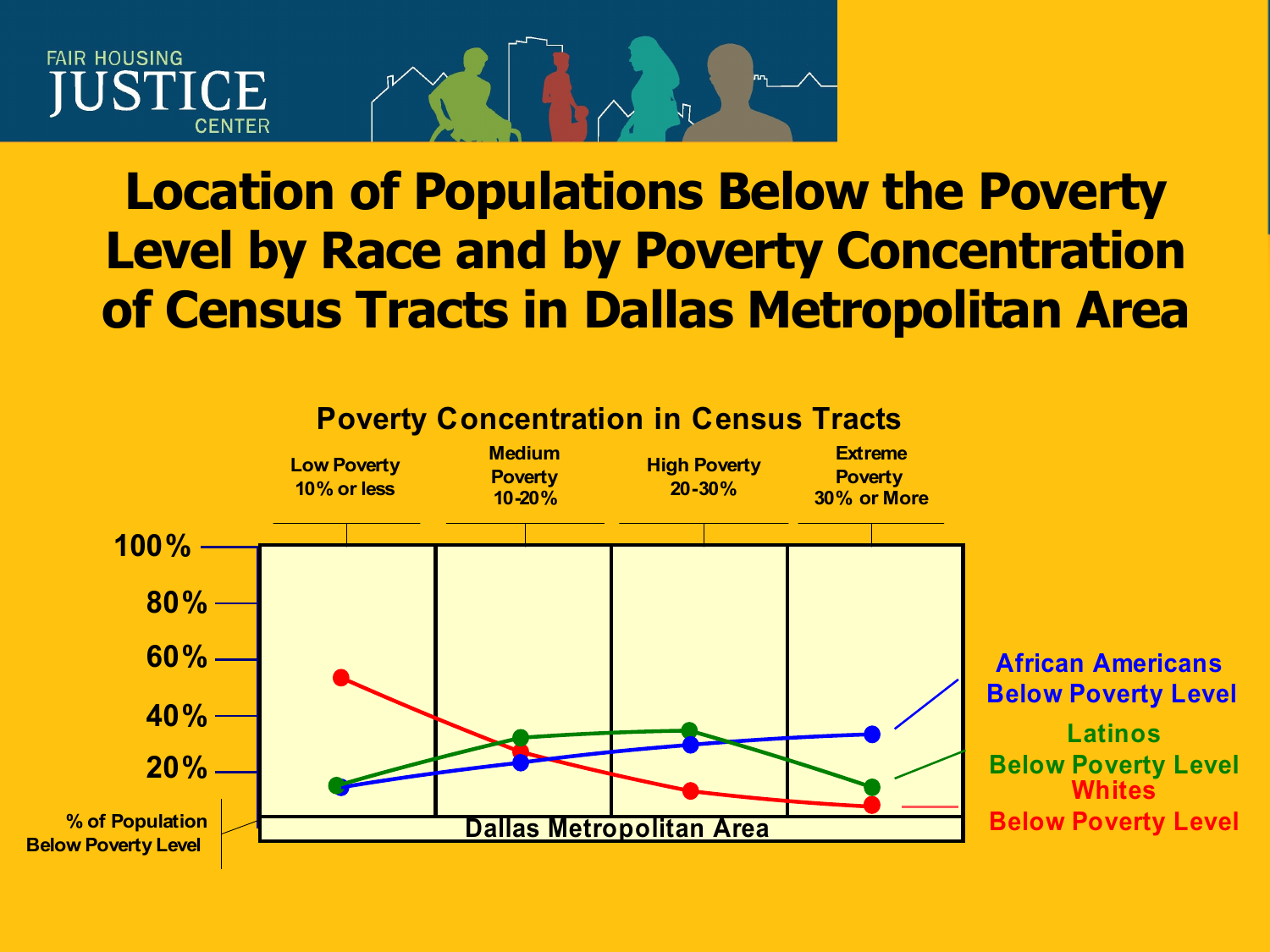FAIR HOUSING JUSTICE CENTER

# Location of Populations Below the Poverty Level by Race and by Poverty Concentration of Census Tracts in Dallas Metropolitan Area

Poverty Concentration in Census Tracts

Low Poverty 10% or less

Medium Poverty 10-20%

High Poverty 20-30%

Extreme Poverty 30% or More

100%

80%

60%

40%

20%

% of Population Below Poverty Level

Dallas Metropolitan Area

African Americans Below Poverty Level

Latinos Below Poverty Level

Whites Below Poverty Level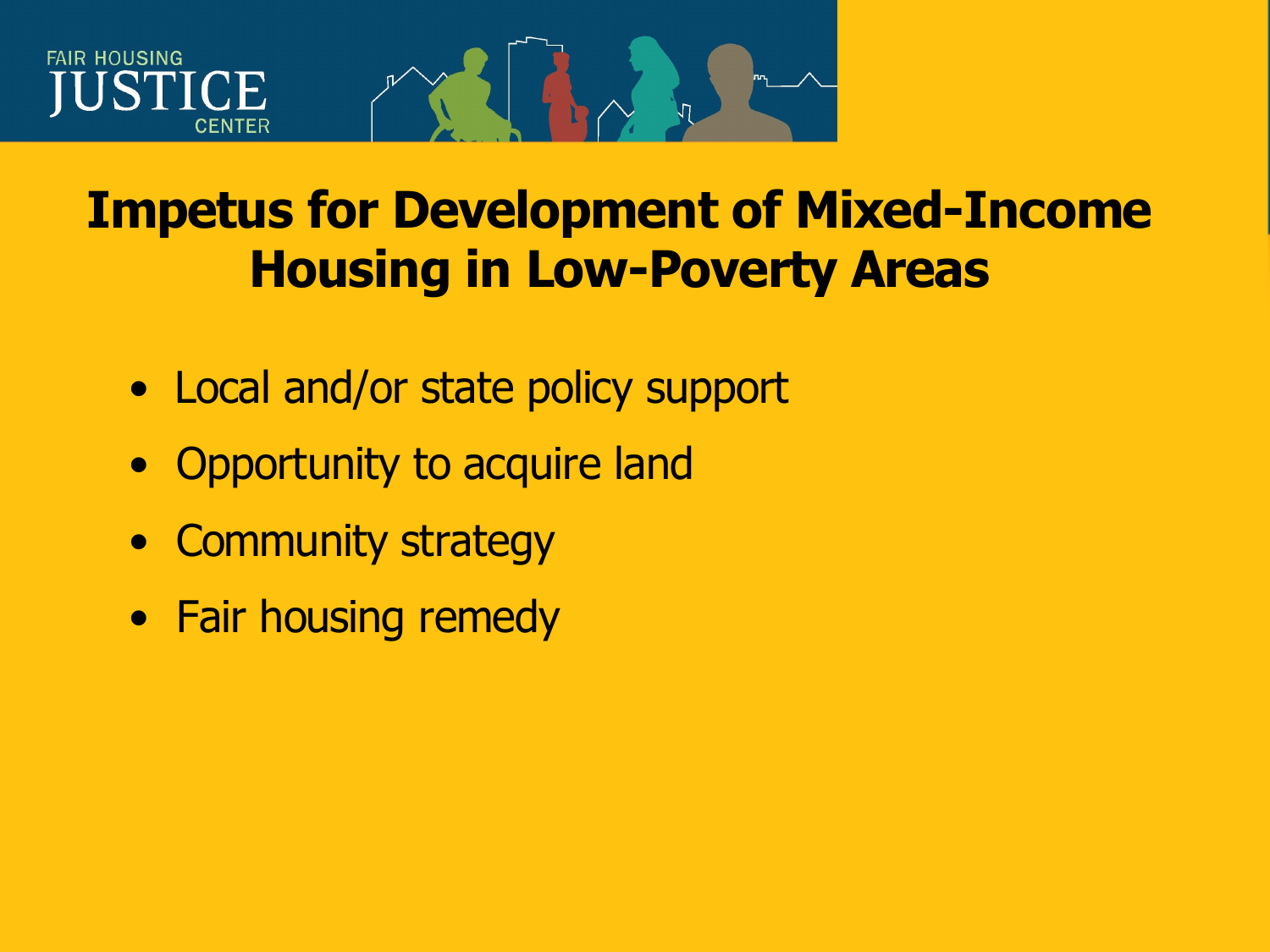# Impetus for Development of Mixed-Income Housing in Low-Poverty Areas

- Local and/or state policy support
- Opportunity to acquire land
- Community strategy
- Fair housing remedy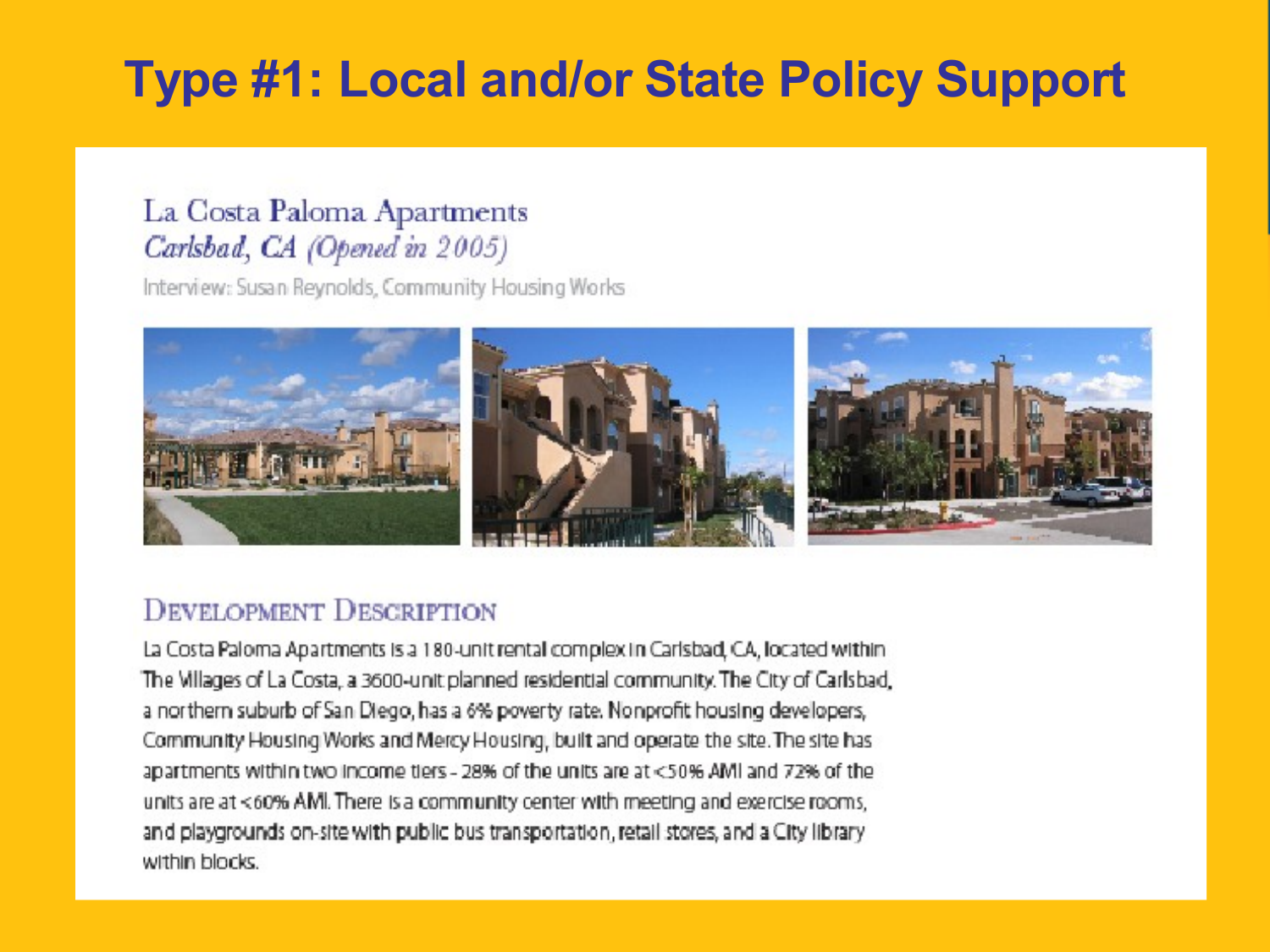# Type #1: Local and/or State Policy Support

## La Costa Paloma Apartments

*Carlsbad, CA (Opened in 2005)*

Interview: Susan Reynolds, Community Housing Works

### Development Description

La Costa Paloma Apartments is a 180-unit rental complex in Carlsbad, CA, located within The Villages of La Costa, a 3600-unit planned residential community. The City of Carlsbad, a northern suburb of San Diego, has a 6% poverty rate. Nonprofit housing developers, Community Housing Works and Mercy Housing, built and operate the site. The site has apartments within two income tiers - 28% of the units are at <50% AMI and 72% of the units are at <60% AMI. There is a community center with meeting and exercise rooms, and playgrounds on-site with public bus transportation, retail stores, and a City library within blocks.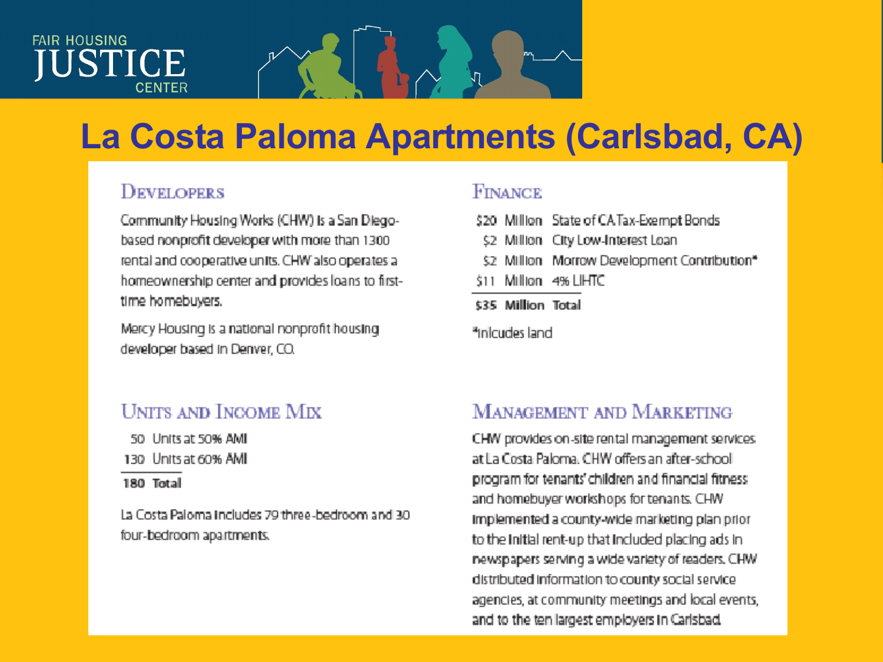# La Costa Paloma Apartments (Carlsbad, CA)

## Developers

Community Housing Works (CHW) is a San Diego-based nonprofit developer with more than 1300 rental and cooperative units. CHW also operates a homeownership center and provides loans to first-time homebuyers.

Mercy Housing is a national nonprofit housing developer based in Denver, CO.

## Finance

| | | |
|---|---|---|
| $20 | Million | State of CA Tax-Exempt Bonds |
| $2 | Million | City Low-Interest Loan |
| $2 | Million | Morrow Development Contribution* |
| $11 | Million | 4% LIHTC |
| **$35** | **Million** | **Total** |

*inlcudes land

## Units and Income Mix

| | |
|---|---|
| 50 | Units at 50% AMI |
| 130 | Units at 60% AMI |
| **180** | **Total** |

La Costa Paloma includes 79 three-bedroom and 30 four-bedroom apartments.

## Management and Marketing

CHW provides on-site rental management services at La Costa Paloma. CHW offers an after-school program for tenants' children and financial fitness and homebuyer workshops for tenants. CHW implemented a county-wide marketing plan prior to the initial rent-up that included placing ads in newspapers serving a wide variety of readers. CHW distributed information to county social service agencies, at community meetings and local events, and to the ten largest employers in Carlsbad.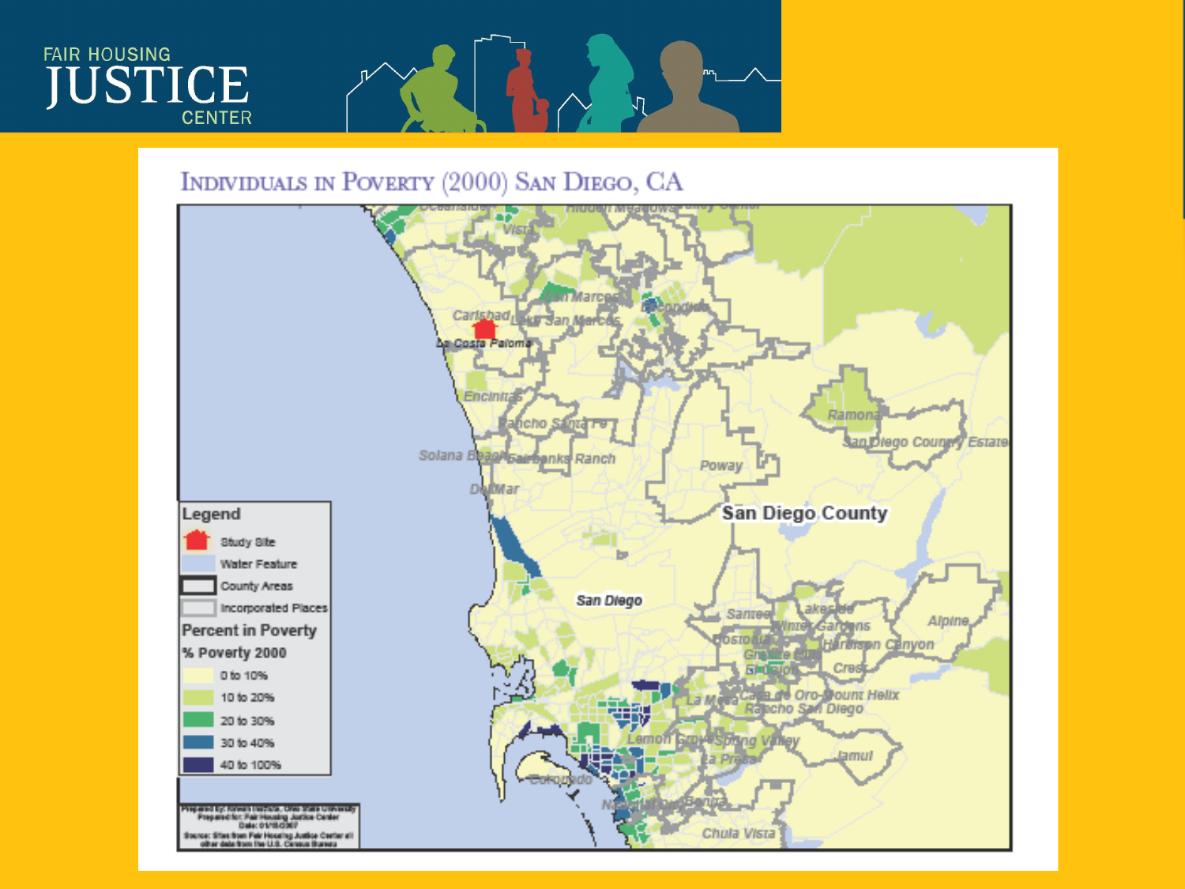# Individuals in Poverty (2000) San Diego, CA

**Legend**

- Study Site
- Water Feature
- County Areas
- Incorporated Places

**Percent in Poverty**

% Poverty 2000

- 0 to 10%
- 10 to 20%
- 20 to 30%
- 30 to 40%
- 40 to 100%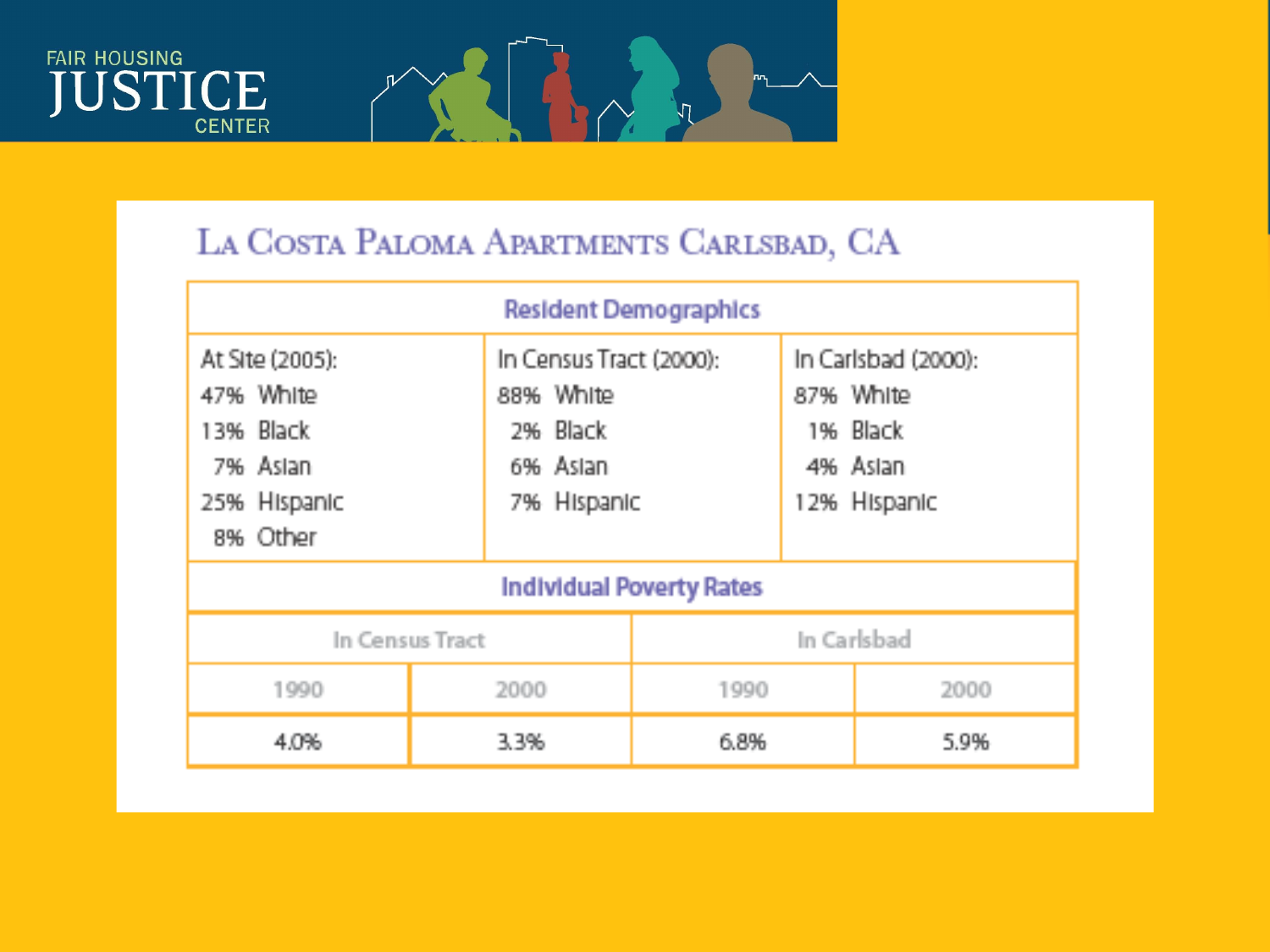FAIR HOUSING JUSTICE CENTER

# La Costa Paloma Apartments Carlsbad, CA

| Resident Demographics | | |
|---|---|---|
| At Site (2005): | In Census Tract (2000): | In Carlsbad (2000): |
| 47% White | 88% White | 87% White |
| 13% Black | 2% Black | 1% Black |
| 7% Asian | 6% Asian | 4% Asian |
| 25% Hispanic | 7% Hispanic | 12% Hispanic |
| 8% Other | | |

| Individual Poverty Rates | | | |
|---|---|---|---|
| In Census Tract | | In Carlsbad | |
| 1990 | 2000 | 1990 | 2000 |
| 4.0% | 3.3% | 6.8% | 5.9% |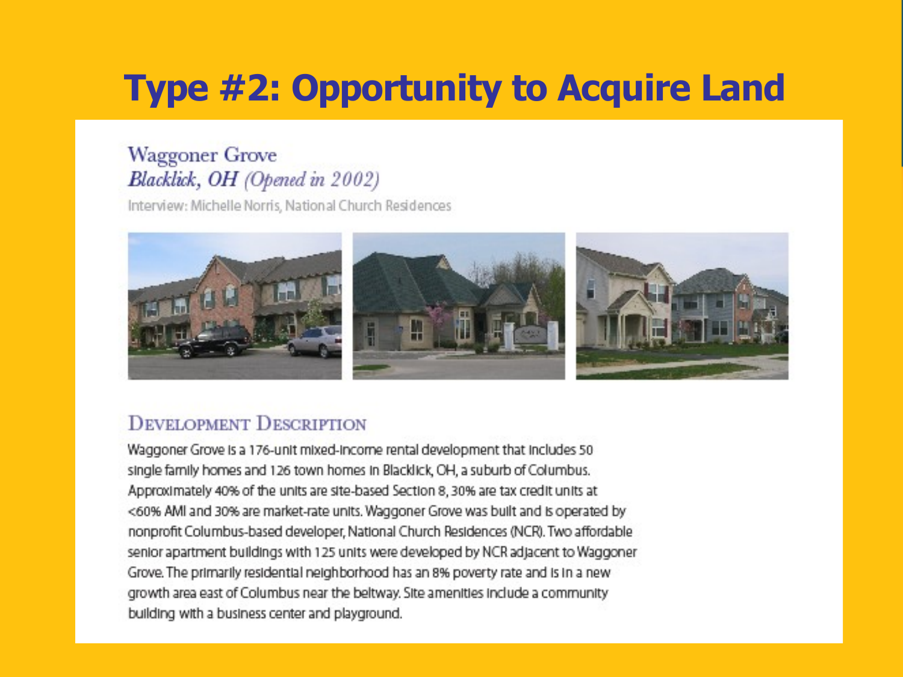# Type #2: Opportunity to Acquire Land

## Waggoner Grove

*Blacklick, OH (Opened in 2002)*

Interview: Michelle Norris, National Church Residences

### Development Description

Waggoner Grove is a 176-unit mixed-income rental development that includes 50 single family homes and 126 town homes in Blacklick, OH, a suburb of Columbus. Approximately 40% of the units are site-based Section 8, 30% are tax credit units at <60% AMI and 30% are market-rate units. Waggoner Grove was built and is operated by nonprofit Columbus-based developer, National Church Residences (NCR). Two affordable senior apartment buildings with 125 units were developed by NCR adjacent to Waggoner Grove. The primarily residential neighborhood has an 8% poverty rate and is in a new growth area east of Columbus near the beltway. Site amenities include a community building with a business center and playground.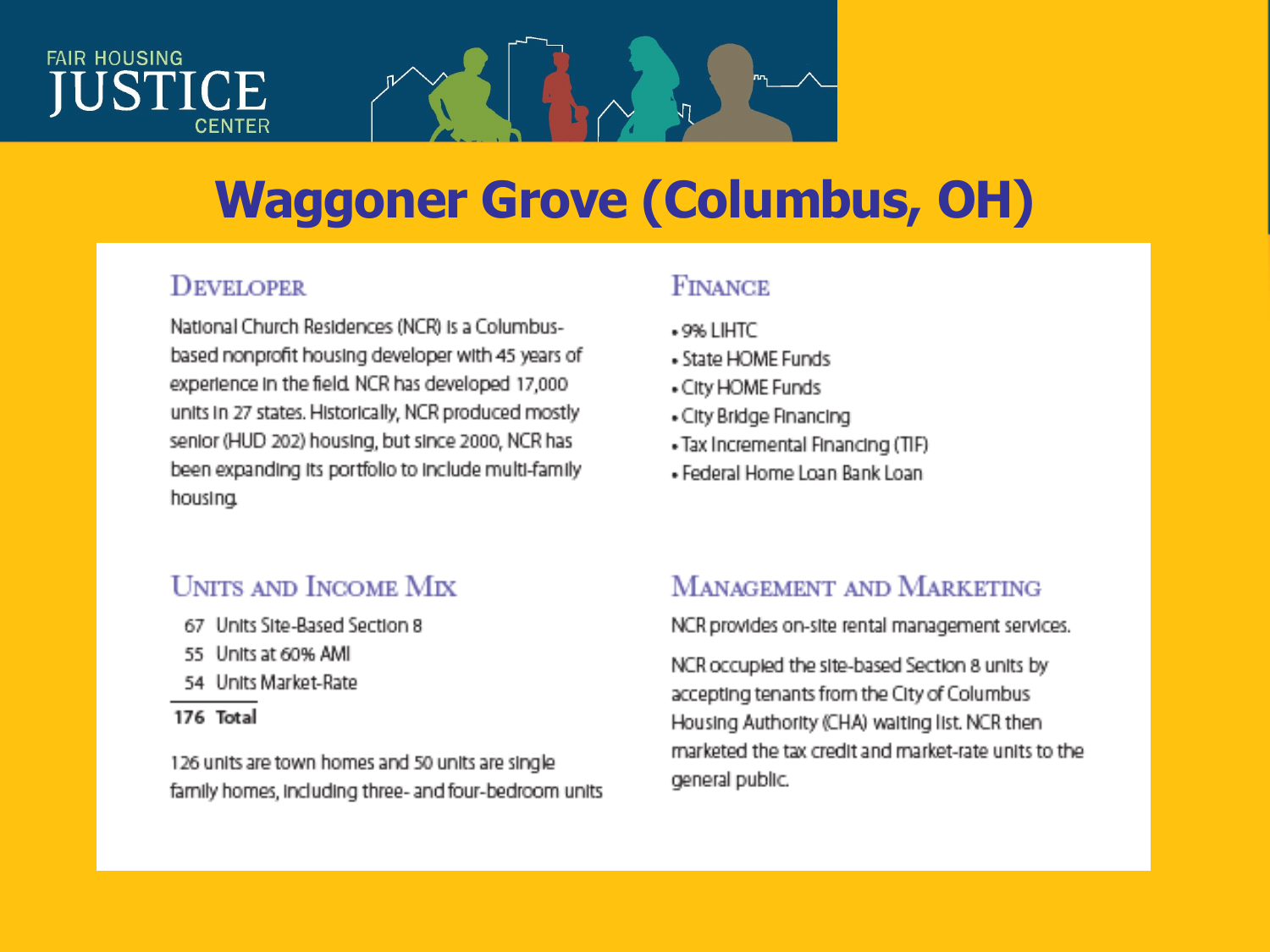# Waggoner Grove (Columbus, OH)

## Developer

National Church Residences (NCR) is a Columbus-based nonprofit housing developer with 45 years of experience in the field. NCR has developed 17,000 units in 27 states. Historically, NCR produced mostly senior (HUD 202) housing, but since 2000, NCR has been expanding its portfolio to include multi-family housing.

## Finance

- 9% LIHTC
- State HOME Funds
- City HOME Funds
- City Bridge Financing
- Tax Incremental Financing (TIF)
- Federal Home Loan Bank Loan

## Units and Income Mix

| | |
|---|---|
| 67 | Units Site-Based Section 8 |
| 55 | Units at 60% AMI |
| 54 | Units Market-Rate |
| **176** | **Total** |

126 units are town homes and 50 units are single family homes, including three- and four-bedroom units

## Management and Marketing

NCR provides on-site rental management services.

NCR occupied the site-based Section 8 units by accepting tenants from the City of Columbus Housing Authority (CHA) waiting list. NCR then marketed the tax credit and market-rate units to the general public.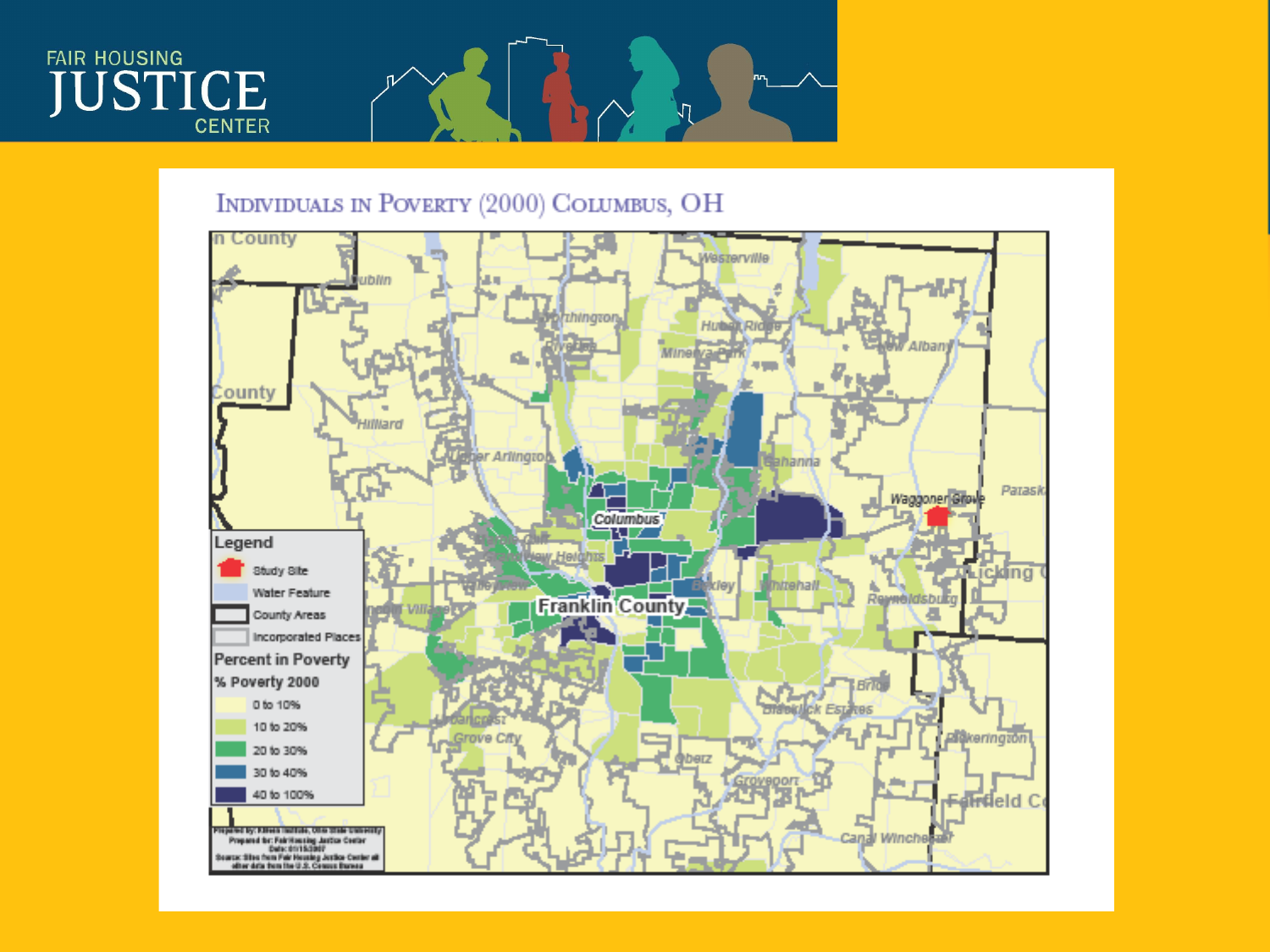# Individuals in Poverty (2000) Columbus, OH

Legend

- Study Site
- Water Feature
- County Areas
- Incorporated Places

Percent in Poverty

% Poverty 2000

- 0 to 10%
- 10 to 20%
- 20 to 30%
- 30 to 40%
- 40 to 100%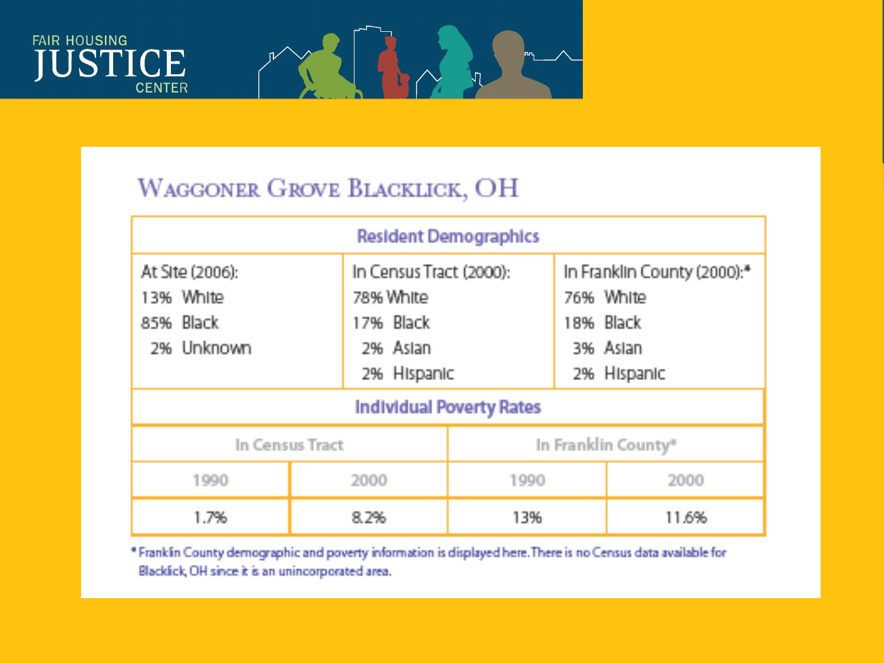FAIR HOUSING JUSTICE CENTER

## WAGGONER GROVE BLACKLICK, OH

| Resident Demographics | | |
|---|---|---|
| At Site (2006):<br>13% White<br>85% Black<br>2% Unknown | In Census Tract (2000):<br>78% White<br>17% Black<br>2% Asian<br>2% Hispanic | In Franklin County (2000):*<br>76% White<br>18% Black<br>3% Asian<br>2% Hispanic |

| Individual Poverty Rates | | | |
|---|---|---|---|
| In Census Tract | | In Franklin County* | |
| 1990 | 2000 | 1990 | 2000 |
| 1.7% | 8.2% | 13% | 11.6% |

* Franklin County demographic and poverty information is displayed here. There is no Census data available for Blacklick, OH since it is an unincorporated area.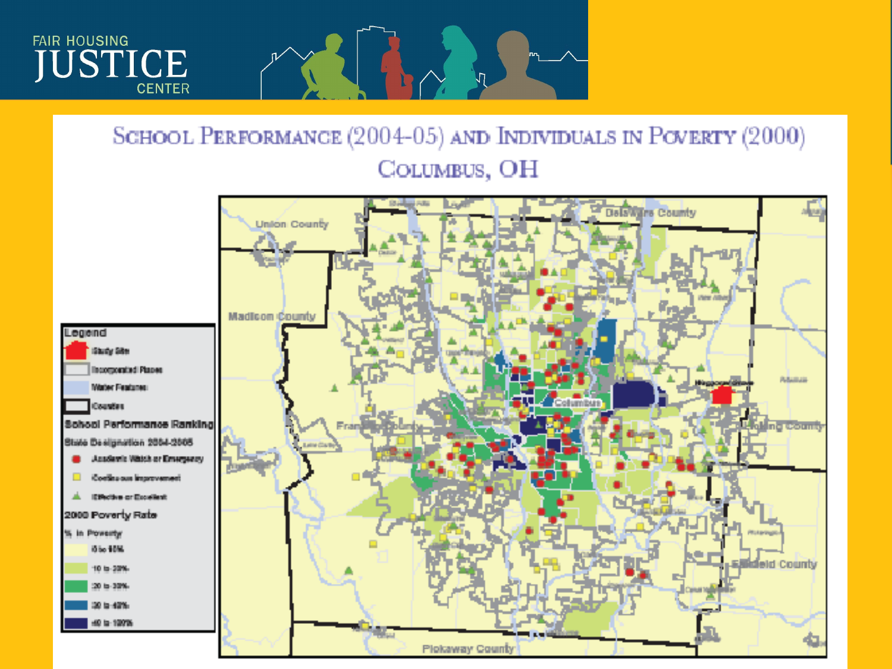# School Performance (2004-05) and Individuals in Poverty (2000)

## Columbus, OH

**Legend**

- Study Site
- Incorporated Places
- Water Features
- Counties

**School Performance Ranking**

State Designation 2004-2005

- Academic Watch or Emergency
- Continuous Improvement
- Effective or Excellent

**2000 Poverty Rate**

% in Poverty

- 0 to 10%
- 10 to 20%
- 20 to 30%
- 30 to 40%
- 40 to 100%

Union County

Delaware County

Madison County

Columbus

Franklin County

Licking County

Fairfield County

Pickaway County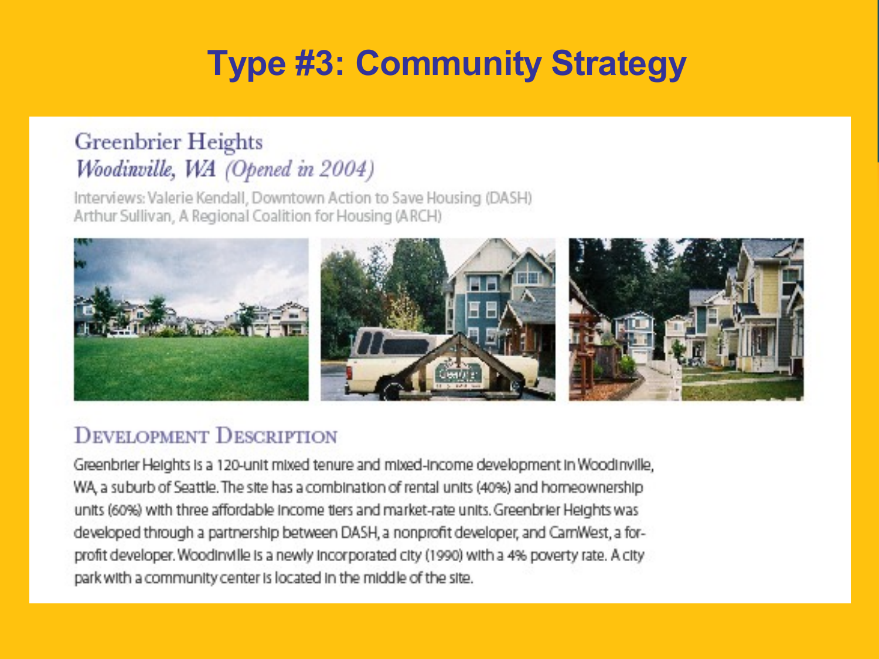# Type #3: Community Strategy

## Greenbrier Heights

### *Woodinville, WA (Opened in 2004)*

Interviews: Valerie Kendall, Downtown Action to Save Housing (DASH)
Arthur Sullivan, A Regional Coalition for Housing (ARCH)

### Development Description

Greenbrier Heights is a 120-unit mixed tenure and mixed-income development in Woodinville, WA, a suburb of Seattle. The site has a combination of rental units (40%) and homeownership units (60%) with three affordable income tiers and market-rate units. Greenbrier Heights was developed through a partnership between DASH, a nonprofit developer, and CamWest, a for-profit developer. Woodinville is a newly incorporated city (1990) with a 4% poverty rate. A city park with a community center is located in the middle of the site.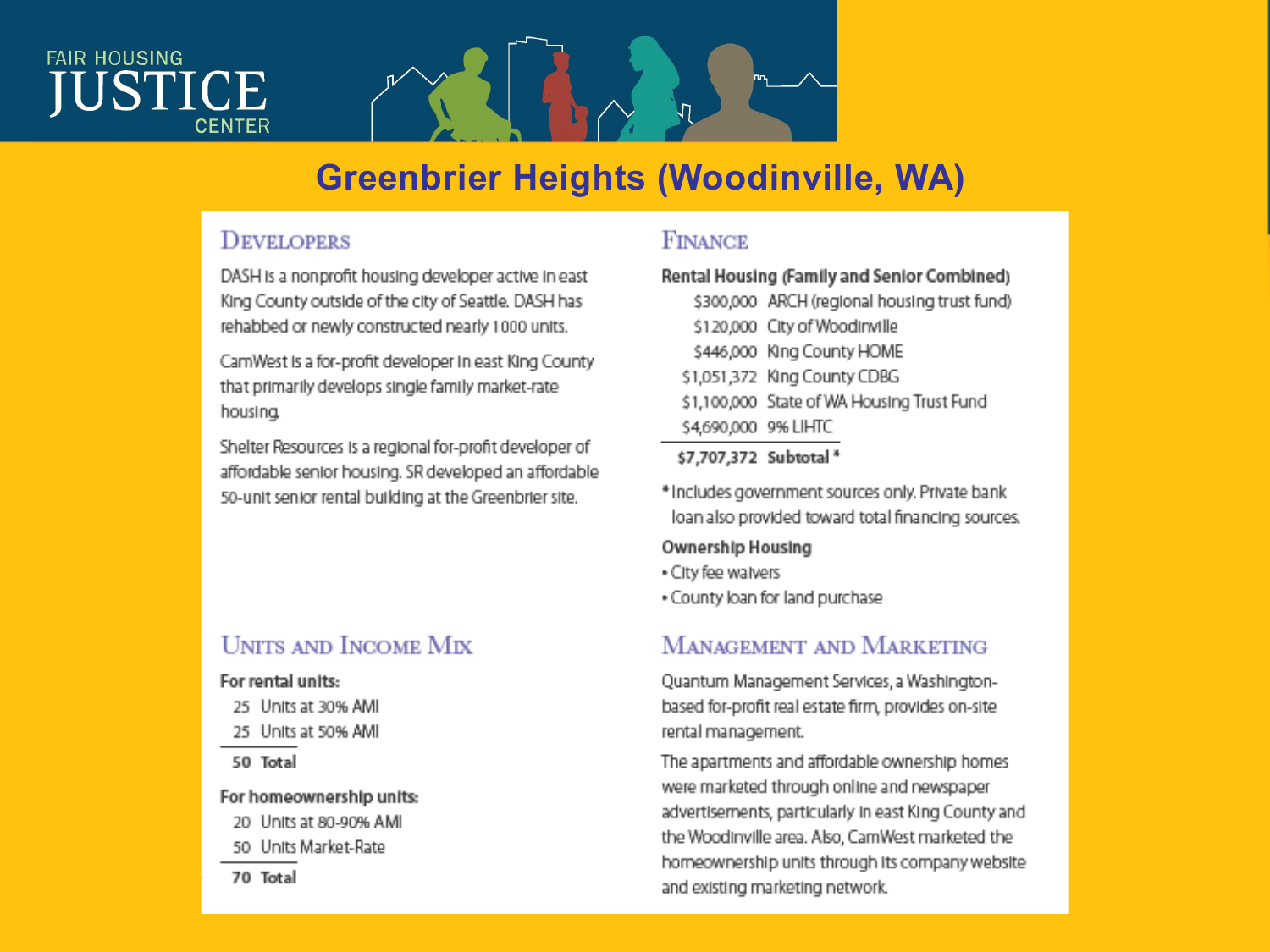# Greenbrier Heights (Woodinville, WA)

## Developers

DASH is a nonprofit housing developer active in east King County outside of the city of Seattle. DASH has rehabbed or newly constructed nearly 1000 units.

CamWest is a for-profit developer in east King County that primarily develops single family market-rate housing.

Shelter Resources is a regional for-profit developer of affordable senior housing. SR developed an affordable 50-unit senior rental building at the Greenbrier site.

## Units and Income Mix

**For rental units:**

| | |
|---|---|
| 25 | Units at 30% AMI |
| 25 | Units at 50% AMI |
| **50** | **Total** |

**For homeownership units:**

| | |
|---|---|
| 20 | Units at 80-90% AMI |
| 50 | Units Market-Rate |
| **70** | **Total** |

## Finance

**Rental Housing (Family and Senior Combined)**

| | |
|---|---|
| $300,000 | ARCH (regional housing trust fund) |
| $120,000 | City of Woodinville |
| $446,000 | King County HOME |
| $1,051,372 | King County CDBG |
| $1,100,000 | State of WA Housing Trust Fund |
| $4,690,000 | 9% LIHTC |
| **$7,707,372** | **Subtotal** * |

*Includes government sources only. Private bank loan also provided toward total financing sources.

**Ownership Housing**

- City fee waivers
- County loan for land purchase

## Management and Marketing

Quantum Management Services, a Washington-based for-profit real estate firm, provides on-site rental management.

The apartments and affordable ownership homes were marketed through online and newspaper advertisements, particularly in east King County and the Woodinville area. Also, CamWest marketed the homeownership units through its company website and existing marketing network.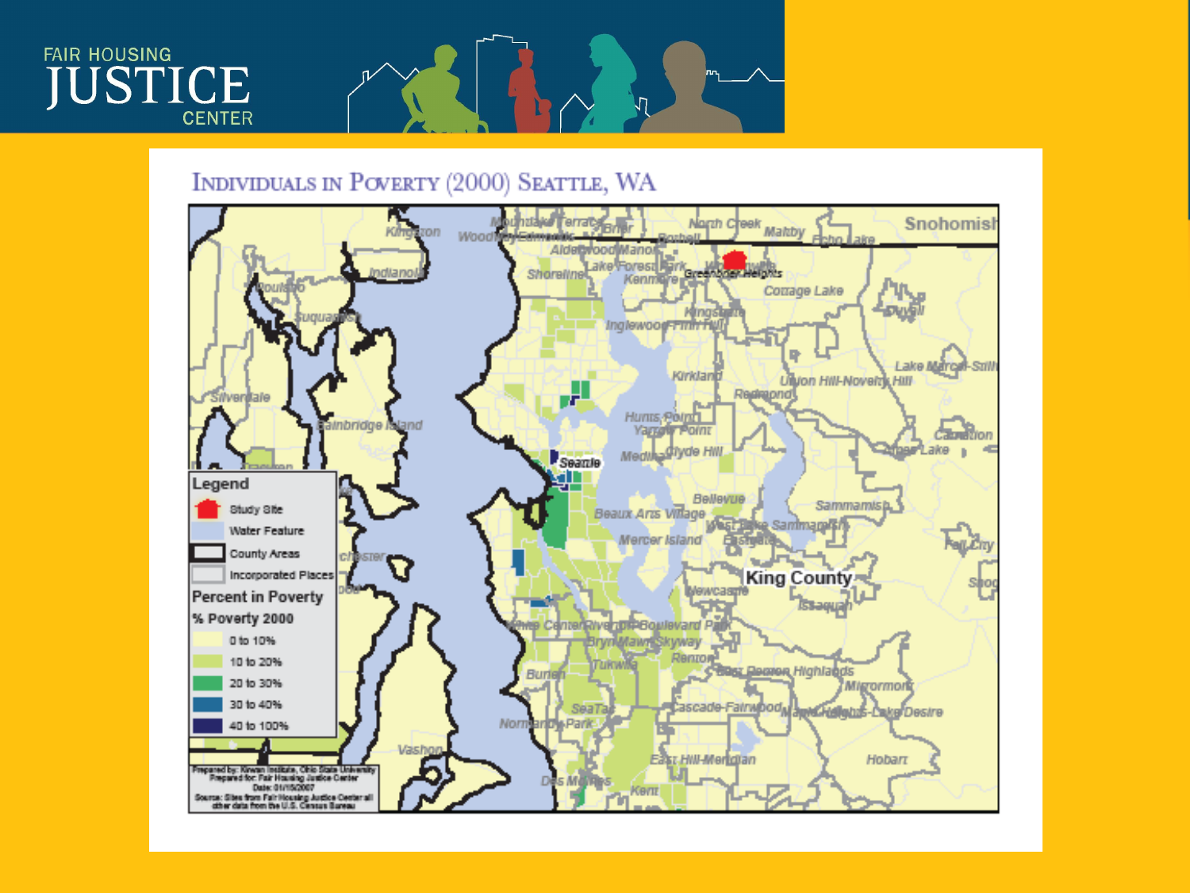# Individuals in Poverty (2000) Seattle, WA

**Legend**

- Study Site
- Water Feature
- County Areas
- Incorporated Places

**Percent in Poverty**

% Poverty 2000

- 0 to 10%
- 10 to 20%
- 20 to 30%
- 30 to 40%
- 40 to 100%

Prepared by: Kirwan Institute, Ohio State University
Prepared for: Fair Housing Justice Center
Date: 01/15/2007
Source: Sites from Fair Housing Justice Center all other data from the U.S. Census Bureau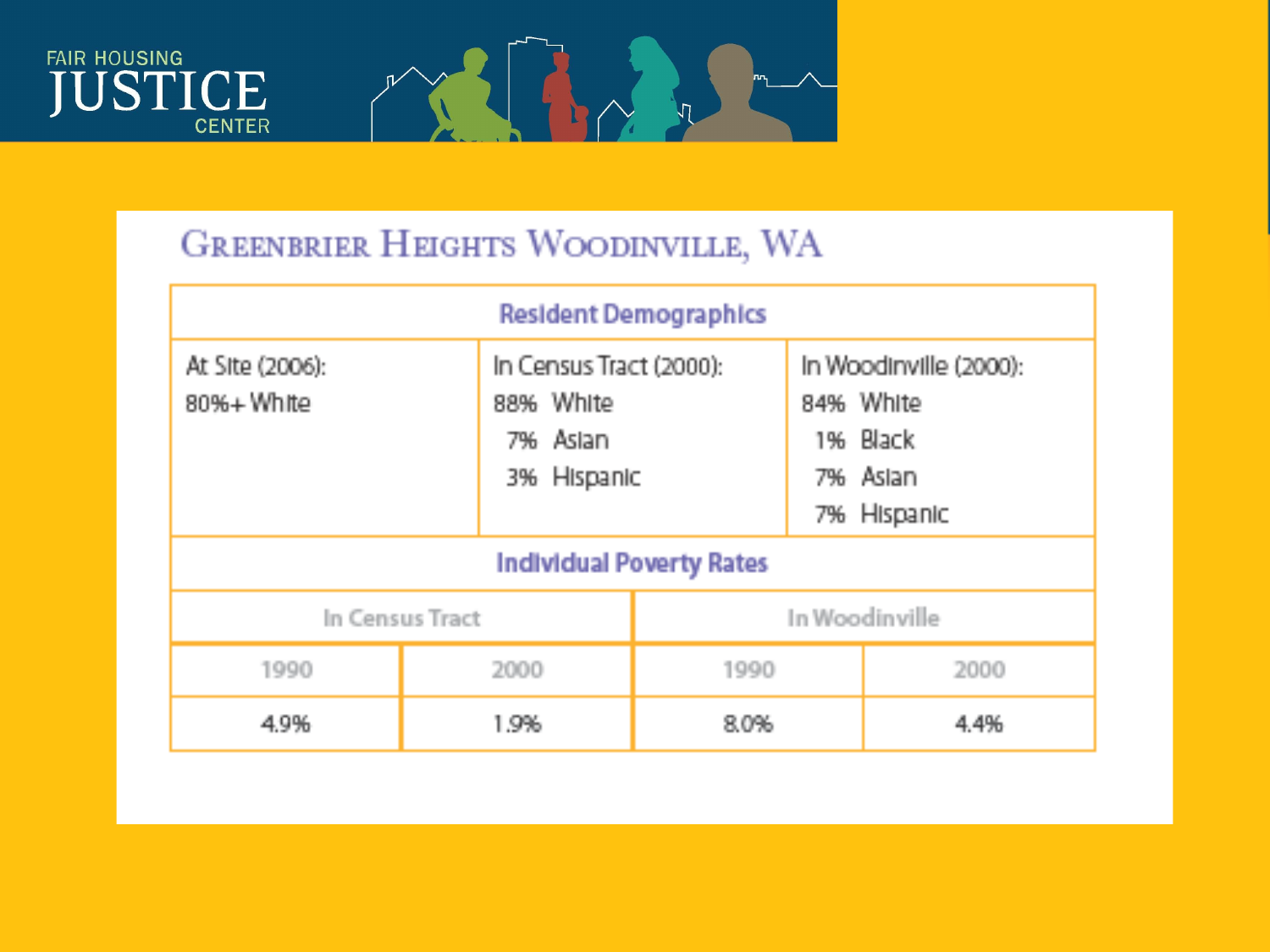# Greenbrier Heights Woodinville, WA

| Resident Demographics | | | |
|---|---|---|---|
| At Site (2006):<br>80%+ White | | In Census Tract (2000):<br>88% White<br>7% Asian<br>3% Hispanic | In Woodinville (2000):<br>84% White<br>1% Black<br>7% Asian<br>7% Hispanic |
| **Individual Poverty Rates** | | | |
| In Census Tract | | In Woodinville | |
| 1990 | 2000 | 1990 | 2000 |
| 4.9% | 1.9% | 8.0% | 4.4% |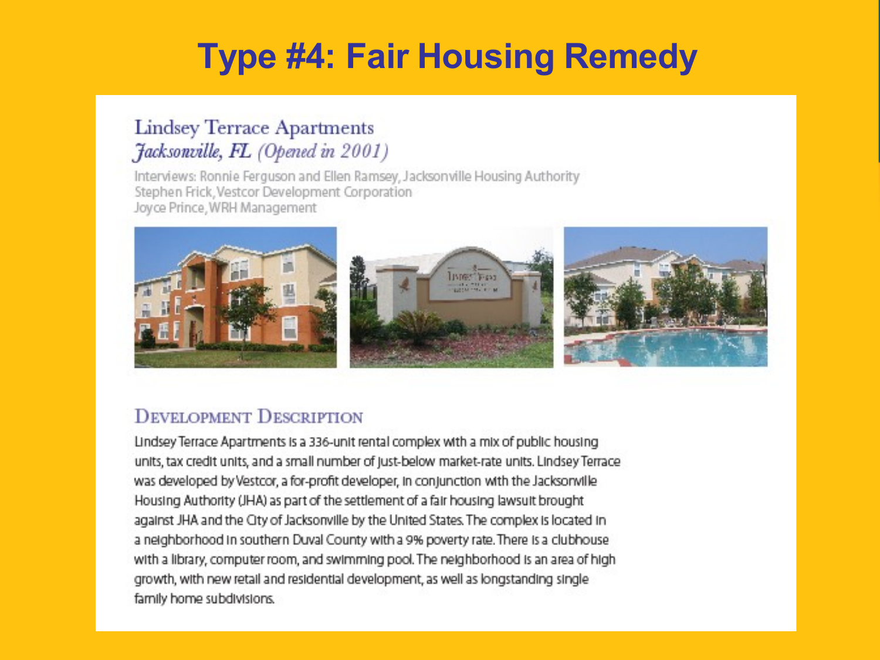# Type #4: Fair Housing Remedy

## Lindsey Terrace Apartments
*Jacksonville, FL (Opened in 2001)*

Interviews: Ronnie Ferguson and Ellen Ramsey, Jacksonville Housing Authority
Stephen Frick, Vestcor Development Corporation
Joyce Prince, WRH Management

### Development Description

Lindsey Terrace Apartments is a 336-unit rental complex with a mix of public housing units, tax credit units, and a small number of just-below market-rate units. Lindsey Terrace was developed by Vestcor, a for-profit developer, in conjunction with the Jacksonville Housing Authority (JHA) as part of the settlement of a fair housing lawsuit brought against JHA and the City of Jacksonville by the United States. The complex is located in a neighborhood in southern Duval County with a 9% poverty rate. There is a clubhouse with a library, computer room, and swimming pool. The neighborhood is an area of high growth, with new retail and residential development, as well as longstanding single family home subdivisions.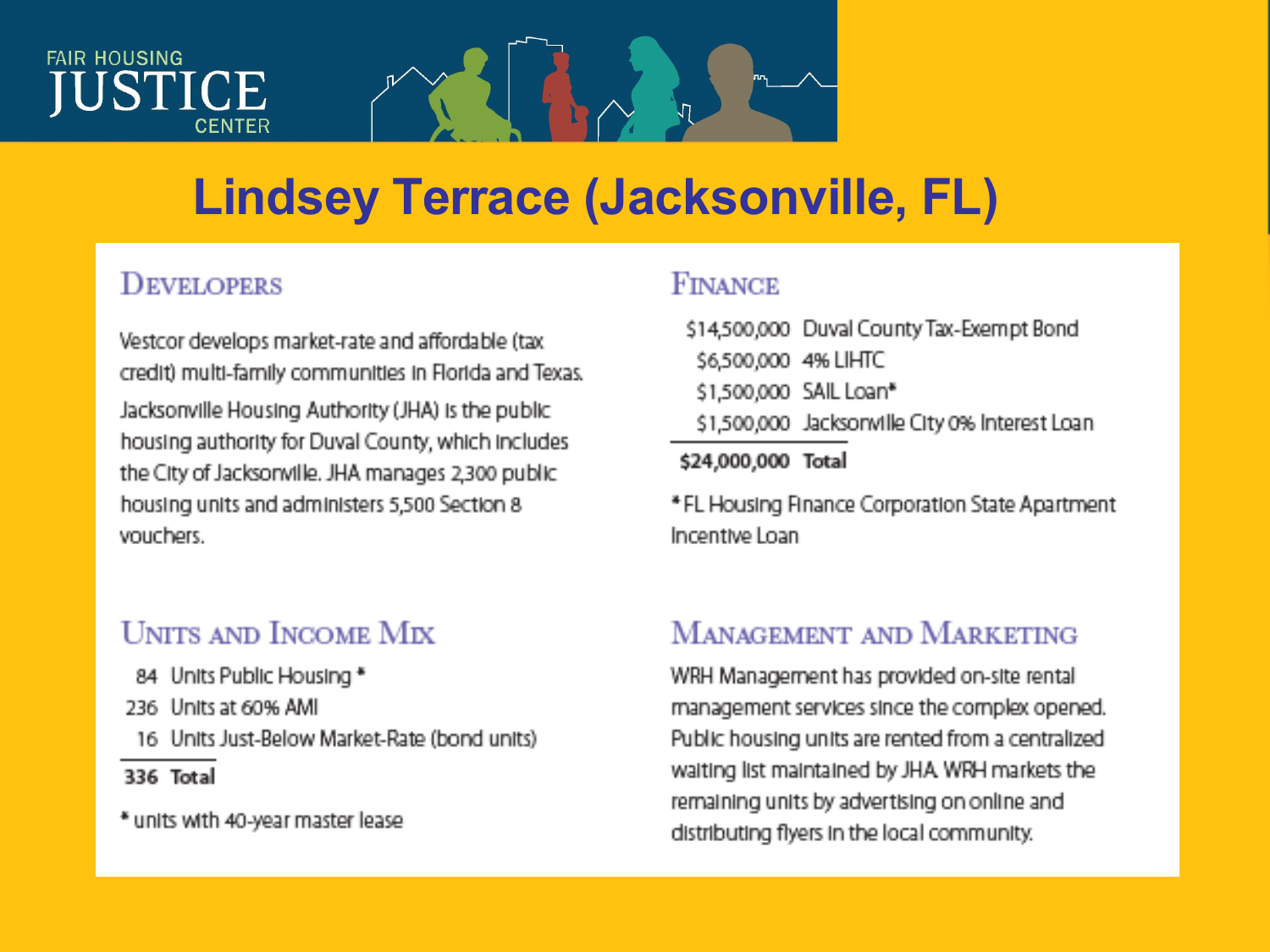# Lindsey Terrace (Jacksonville, FL)

## Developers

Vestcor develops market-rate and affordable (tax credit) multi-family communities in Florida and Texas.

Jacksonville Housing Authority (JHA) is the public housing authority for Duval County, which includes the City of Jacksonville. JHA manages 2,300 public housing units and administers 5,500 Section 8 vouchers.

## Finance

| Amount | Source |
|---|---|
| $14,500,000 | Duval County Tax-Exempt Bond |
| $6,500,000 | 4% LIHTC |
| $1,500,000 | SAIL Loan* |
| $1,500,000 | Jacksonville City 0% Interest Loan |
| **$24,000,000** | **Total** |

* FL Housing Finance Corporation State Apartment Incentive Loan

## Units and Income Mix

| Units | Type |
|---|---|
| 84 | Units Public Housing * |
| 236 | Units at 60% AMI |
| 16 | Units Just-Below Market-Rate (bond units) |
| **336** | **Total** |

* units with 40-year master lease

## Management and Marketing

WRH Management has provided on-site rental management services since the complex opened. Public housing units are rented from a centralized waiting list maintained by JHA. WRH markets the remaining units by advertising on online and distributing flyers in the local community.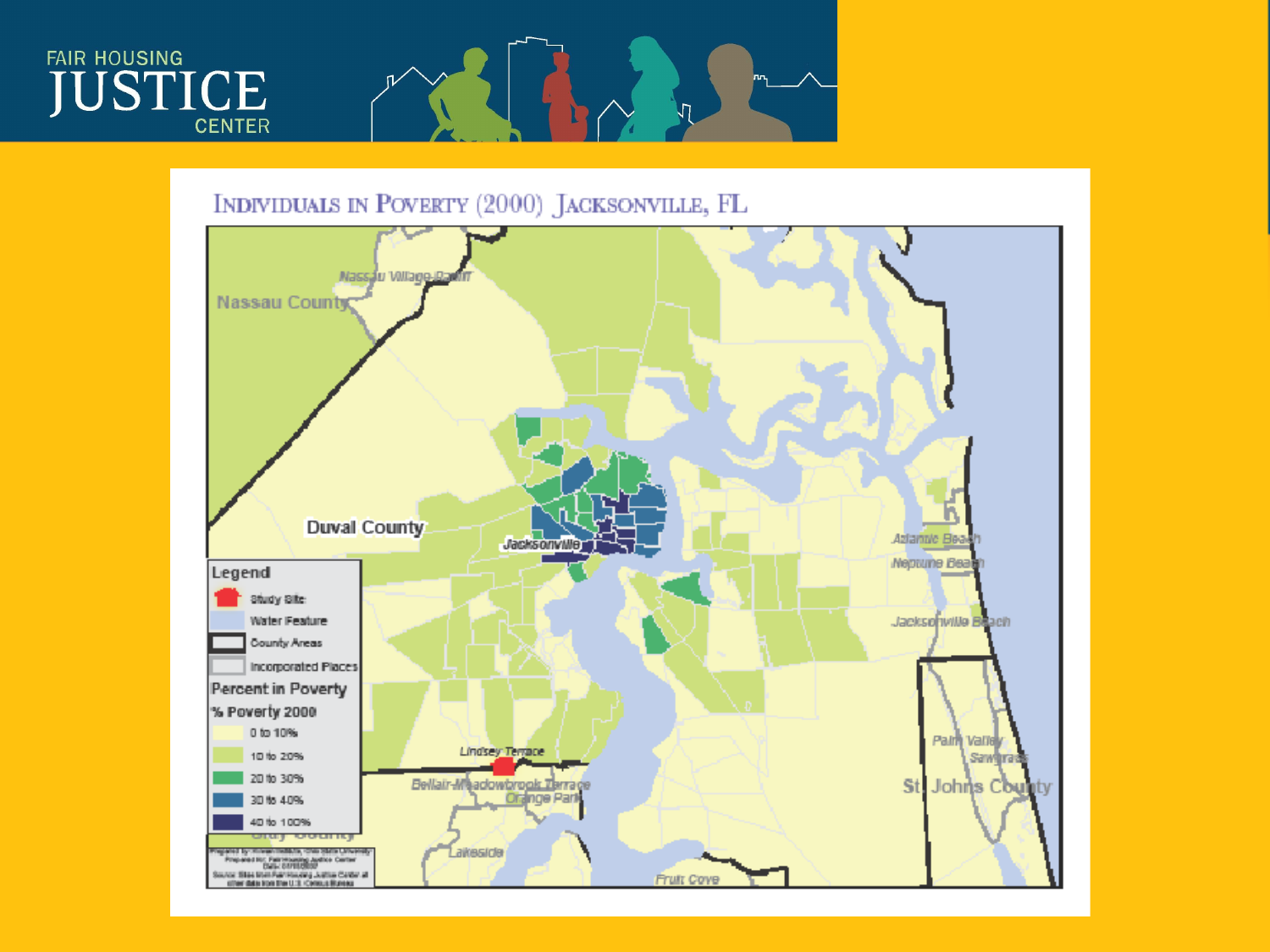FAIR HOUSING JUSTICE CENTER

# Individuals in Poverty (2000) Jacksonville, FL

Nassau County

Nassau Village-Ratliff

Duval County

Jacksonville

Atlantic Beach

Neptune Beach

Jacksonville Beach

Palm Valley

Sawgrass

St Johns County

Lindsey Terrace

Bellair-Meadowbrook Terrace

Orange Park

Lakeside

Fruit Cove

Clay County

**Legend**

- Study Site
- Water Feature
- County Areas
- Incorporated Places

**Percent in Poverty**

% Poverty 2000

- 0 to 10%
- 10 to 20%
- 20 to 30%
- 30 to 40%
- 40 to 100%

Prepared by: Kirwan Institute, Ohio State University
Prepared for: Fair Housing Justice Center
Date: 01/10/2007
Source: Sites from Fair Housing Justice Center all other data from the U.S. Census Bureau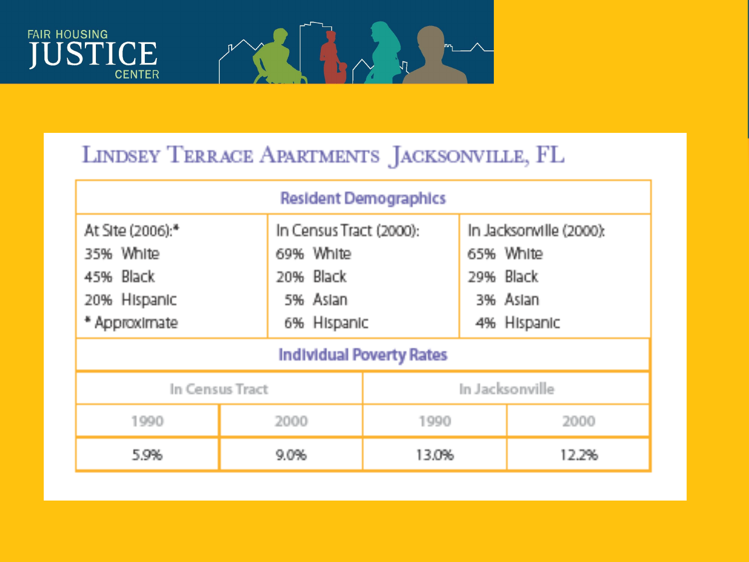FAIR HOUSING JUSTICE CENTER

## Lindsey Terrace Apartments Jacksonville, FL

| Resident Demographics | | |
|---|---|---|
| At Site (2006):* | In Census Tract (2000): | In Jacksonville (2000): |
| 35% White | 69% White | 65% White |
| 45% Black | 20% Black | 29% Black |
| 20% Hispanic | 5% Asian | 3% Asian |
| * Approximate | 6% Hispanic | 4% Hispanic |

| Individual Poverty Rates | | | |
|---|---|---|---|
| In Census Tract | | In Jacksonville | |
| 1990 | 2000 | 1990 | 2000 |
| 5.9% | 9.0% | 13.0% | 12.2% |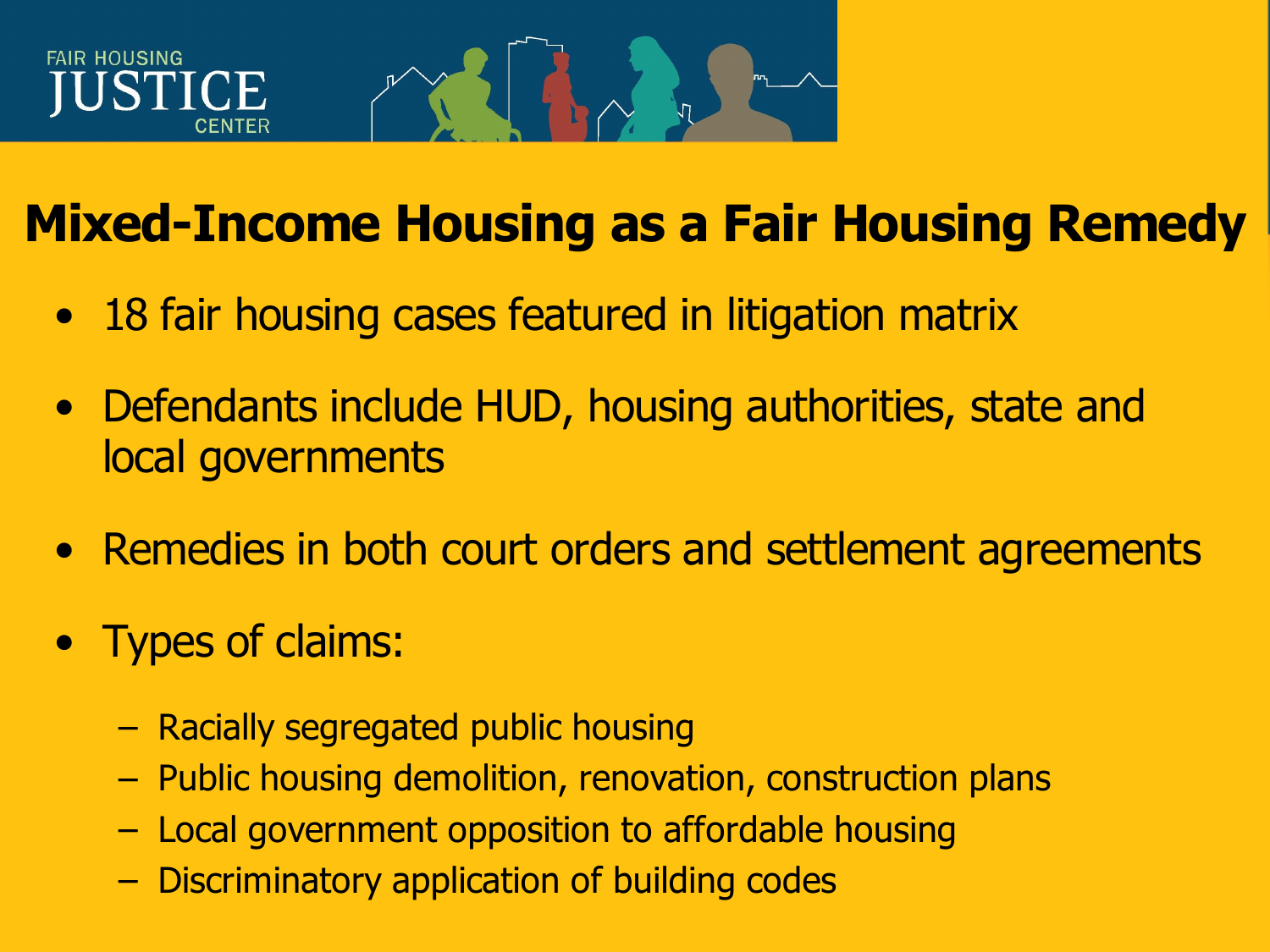# Mixed-Income Housing as a Fair Housing Remedy

- 18 fair housing cases featured in litigation matrix
- Defendants include HUD, housing authorities, state and local governments
- Remedies in both court orders and settlement agreements
- Types of claims:
  - Racially segregated public housing
  - Public housing demolition, renovation, construction plans
  - Local government opposition to affordable housing
  - Discriminatory application of building codes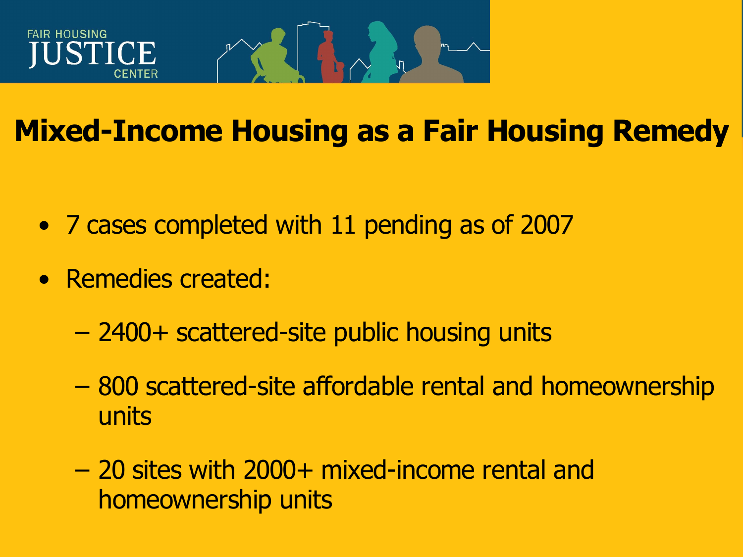# Mixed-Income Housing as a Fair Housing Remedy

- 7 cases completed with 11 pending as of 2007
- Remedies created:
  - 2400+ scattered-site public housing units
  - 800 scattered-site affordable rental and homeownership units
  - 20 sites with 2000+ mixed-income rental and homeownership units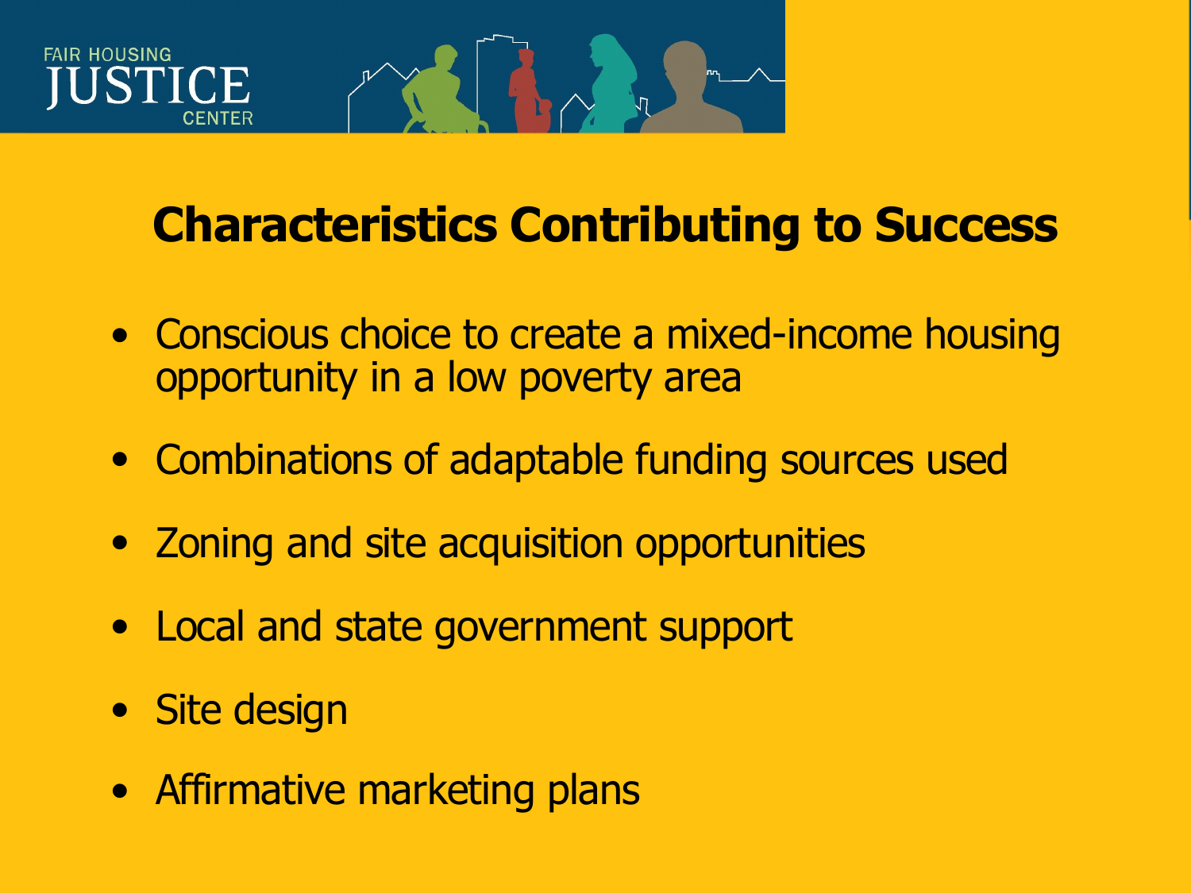## Characteristics Contributing to Success

- Conscious choice to create a mixed-income housing opportunity in a low poverty area
- Combinations of adaptable funding sources used
- Zoning and site acquisition opportunities
- Local and state government support
- Site design
- Affirmative marketing plans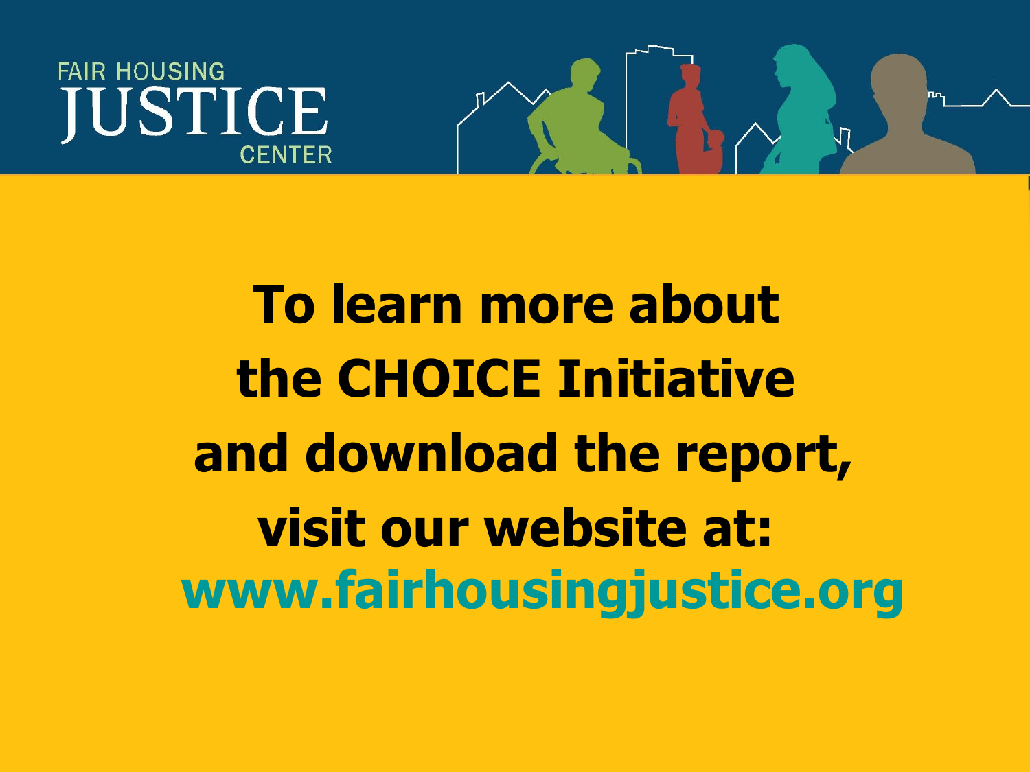FAIR HOUSING JUSTICE CENTER

**To learn more about the CHOICE Initiative and download the report, visit our website at:**

**www.fairhousingjustice.org**